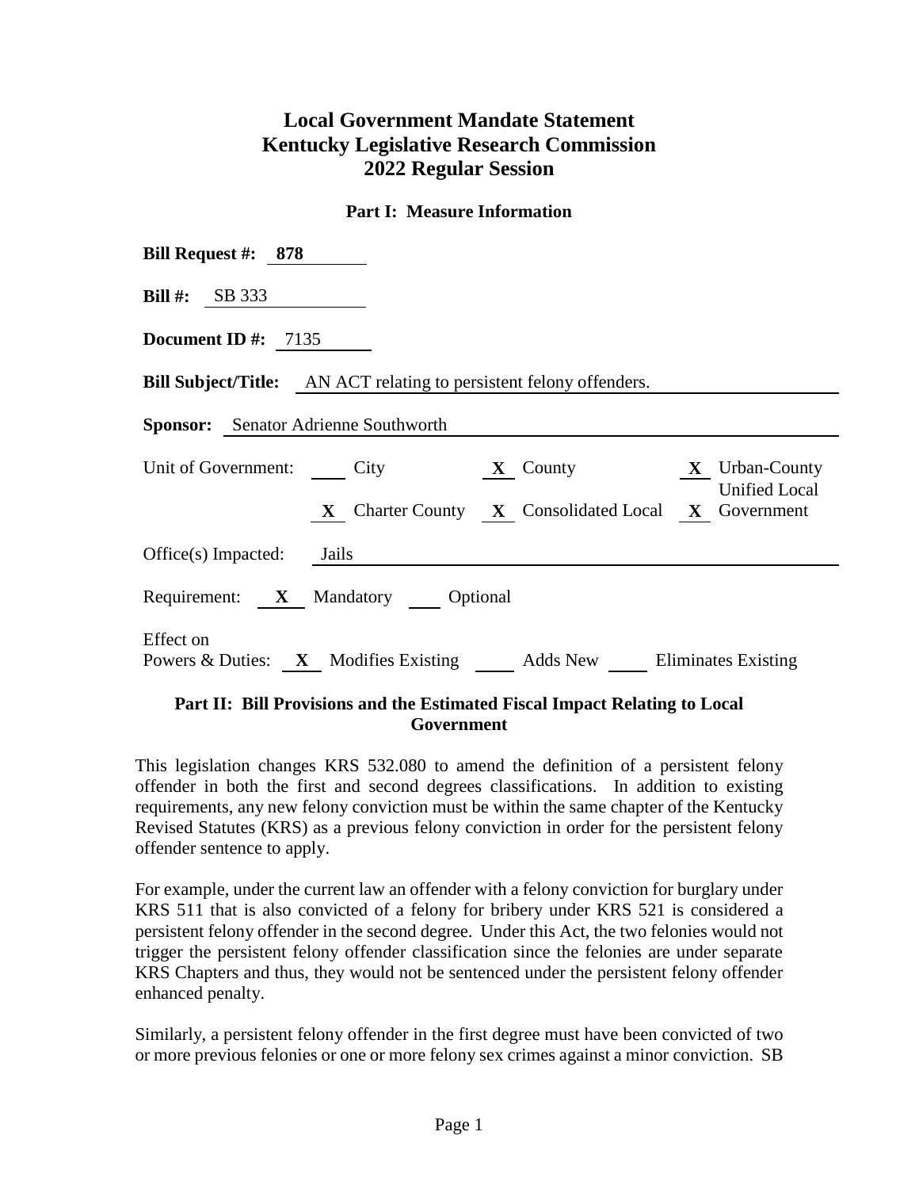# Local Government Mandate Statement
# Kentucky Legislative Research Commission
# 2022 Regular Session

## Part I: Measure Information

**Bill Request #:** **878**

**Bill #:** SB 333

**Document ID #:** 7135

**Bill Subject/Title:** AN ACT relating to persistent felony offenders.

**Sponsor:** Senator Adrienne Southworth

Unit of Government: ___ City **X** County **X** Urban-County Unified Local Government **X** Charter County **X** Consolidated Local

Office(s) Impacted: Jails

Requirement: **X** Mandatory ___ Optional

Effect on Powers & Duties: **X** Modifies Existing ___ Adds New ___ Eliminates Existing

## Part II: Bill Provisions and the Estimated Fiscal Impact Relating to Local Government

This legislation changes KRS 532.080 to amend the definition of a persistent felony offender in both the first and second degrees classifications. In addition to existing requirements, any new felony conviction must be within the same chapter of the Kentucky Revised Statutes (KRS) as a previous felony conviction in order for the persistent felony offender sentence to apply.

For example, under the current law an offender with a felony conviction for burglary under KRS 511 that is also convicted of a felony for bribery under KRS 521 is considered a persistent felony offender in the second degree. Under this Act, the two felonies would not trigger the persistent felony offender classification since the felonies are under separate KRS Chapters and thus, they would not be sentenced under the persistent felony offender enhanced penalty.

Similarly, a persistent felony offender in the first degree must have been convicted of two or more previous felonies or one or more felony sex crimes against a minor conviction. SB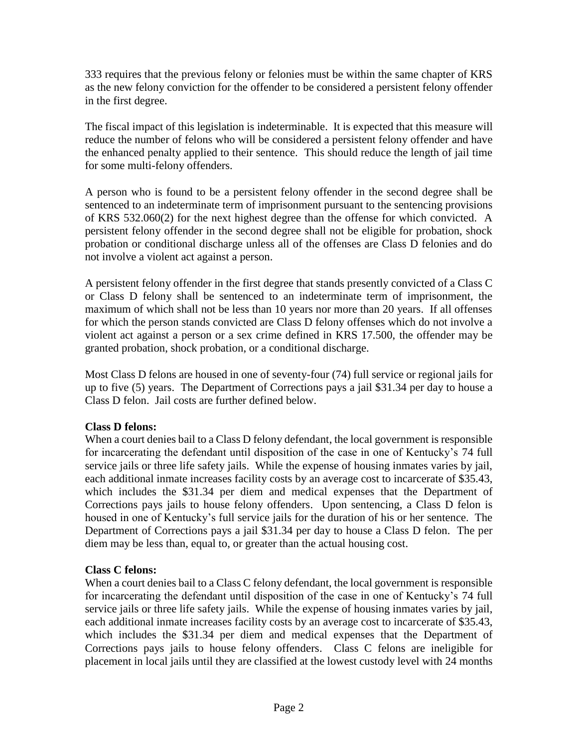333 requires that the previous felony or felonies must be within the same chapter of KRS as the new felony conviction for the offender to be considered a persistent felony offender in the first degree.

The fiscal impact of this legislation is indeterminable. It is expected that this measure will reduce the number of felons who will be considered a persistent felony offender and have the enhanced penalty applied to their sentence. This should reduce the length of jail time for some multi-felony offenders.

A person who is found to be a persistent felony offender in the second degree shall be sentenced to an indeterminate term of imprisonment pursuant to the sentencing provisions of KRS 532.060(2) for the next highest degree than the offense for which convicted. A persistent felony offender in the second degree shall not be eligible for probation, shock probation or conditional discharge unless all of the offenses are Class D felonies and do not involve a violent act against a person.

A persistent felony offender in the first degree that stands presently convicted of a Class C or Class D felony shall be sentenced to an indeterminate term of imprisonment, the maximum of which shall not be less than 10 years nor more than 20 years. If all offenses for which the person stands convicted are Class D felony offenses which do not involve a violent act against a person or a sex crime defined in KRS 17.500, the offender may be granted probation, shock probation, or a conditional discharge.

Most Class D felons are housed in one of seventy-four (74) full service or regional jails for up to five (5) years. The Department of Corrections pays a jail $31.34 per day to house a Class D felon. Jail costs are further defined below.

**Class D felons:**
When a court denies bail to a Class D felony defendant, the local government is responsible for incarcerating the defendant until disposition of the case in one of Kentucky's 74 full service jails or three life safety jails. While the expense of housing inmates varies by jail, each additional inmate increases facility costs by an average cost to incarcerate of $35.43, which includes the $31.34 per diem and medical expenses that the Department of Corrections pays jails to house felony offenders. Upon sentencing, a Class D felon is housed in one of Kentucky's full service jails for the duration of his or her sentence. The Department of Corrections pays a jail $31.34 per day to house a Class D felon. The per diem may be less than, equal to, or greater than the actual housing cost.

**Class C felons:**
When a court denies bail to a Class C felony defendant, the local government is responsible for incarcerating the defendant until disposition of the case in one of Kentucky's 74 full service jails or three life safety jails. While the expense of housing inmates varies by jail, each additional inmate increases facility costs by an average cost to incarcerate of $35.43, which includes the $31.34 per diem and medical expenses that the Department of Corrections pays jails to house felony offenders. Class C felons are ineligible for placement in local jails until they are classified at the lowest custody level with 24 months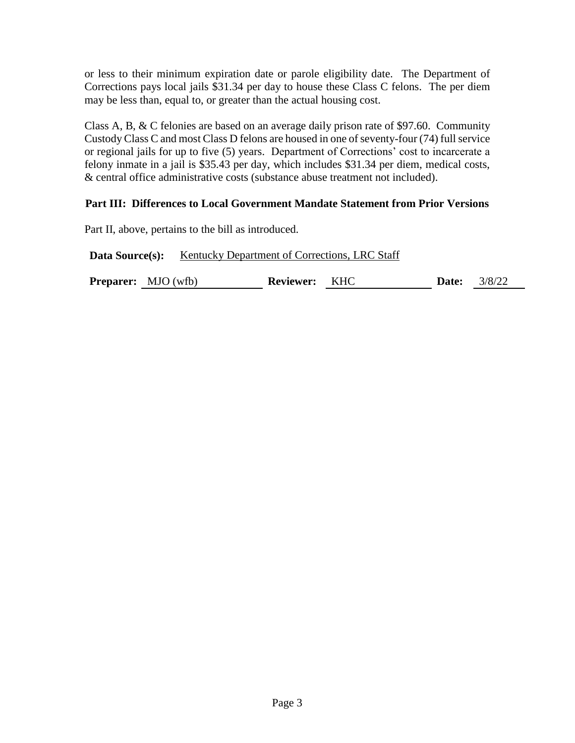or less to their minimum expiration date or parole eligibility date. The Department of Corrections pays local jails $31.34 per day to house these Class C felons. The per diem may be less than, equal to, or greater than the actual housing cost.

Class A, B, & C felonies are based on an average daily prison rate of $97.60. Community Custody Class C and most Class D felons are housed in one of seventy-four (74) full service or regional jails for up to five (5) years. Department of Corrections' cost to incarcerate a felony inmate in a jail is $35.43 per day, which includes $31.34 per diem, medical costs, & central office administrative costs (substance abuse treatment not included).

### Part III: Differences to Local Government Mandate Statement from Prior Versions

Part II, above, pertains to the bill as introduced.

**Data Source(s):** Kentucky Department of Corrections, LRC Staff

**Preparer:** MJO (wfb) **Reviewer:** KHC **Date:** 3/8/22